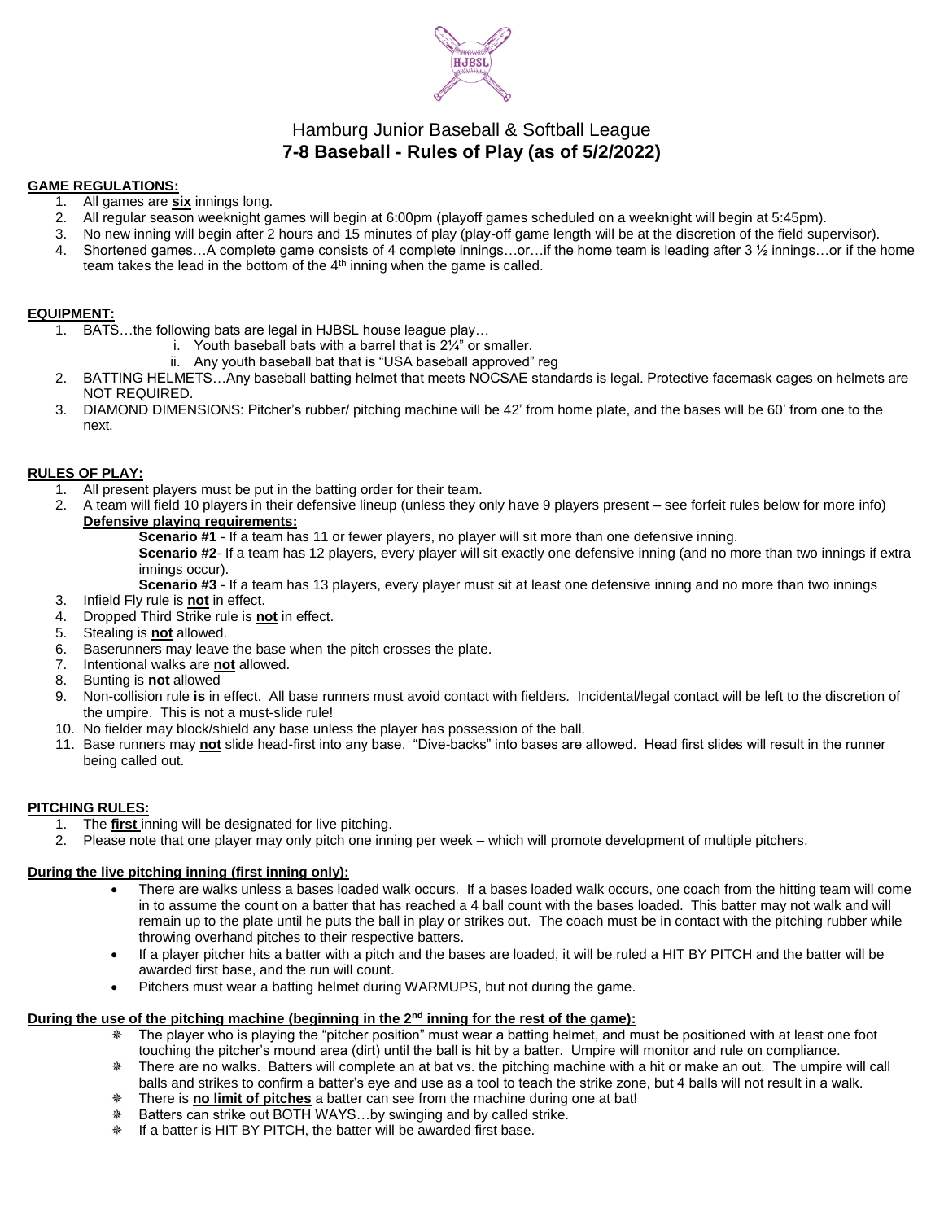Hamburg Junior Baseball & Softball League

# 7-8 Baseball - Rules of Play (as of 5/2/2022)

## GAME REGULATIONS:

1. All games are **six** innings long.
2. All regular season weeknight games will begin at 6:00pm (playoff games scheduled on a weeknight will begin at 5:45pm).
3. No new inning will begin after 2 hours and 15 minutes of play (play-off game length will be at the discretion of the field supervisor).
4. Shortened games…A complete game consists of 4 complete innings…or…if the home team is leading after 3 ½ innings…or if the home team takes the lead in the bottom of the 4th inning when the game is called.

## EQUIPMENT:

1. BATS…the following bats are legal in HJBSL house league play…
   i. Youth baseball bats with a barrel that is 2¼" or smaller.
   ii. Any youth baseball bat that is "USA baseball approved" reg
2. BATTING HELMETS…Any baseball batting helmet that meets NOCSAE standards is legal. Protective facemask cages on helmets are NOT REQUIRED.
3. DIAMOND DIMENSIONS: Pitcher's rubber/ pitching machine will be 42' from home plate, and the bases will be 60' from one to the next.

## RULES OF PLAY:

1. All present players must be put in the batting order for their team.
2. A team will field 10 players in their defensive lineup (unless they only have 9 players present – see forfeit rules below for more info)
   **Defensive playing requirements:**
   **Scenario #1** - If a team has 11 or fewer players, no player will sit more than one defensive inning.
   **Scenario #2**- If a team has 12 players, every player will sit exactly one defensive inning (and no more than two innings if extra innings occur).
   **Scenario #3** - If a team has 13 players, every player must sit at least one defensive inning and no more than two innings
3. Infield Fly rule is **not** in effect.
4. Dropped Third Strike rule is **not** in effect.
5. Stealing is **not** allowed.
6. Baserunners may leave the base when the pitch crosses the plate.
7. Intentional walks are **not** allowed.
8. Bunting is **not** allowed
9. Non-collision rule **is** in effect. All base runners must avoid contact with fielders. Incidental/legal contact will be left to the discretion of the umpire. This is not a must-slide rule!
10. No fielder may block/shield any base unless the player has possession of the ball.
11. Base runners may **not** slide head-first into any base. "Dive-backs" into bases are allowed. Head first slides will result in the runner being called out.

## PITCHING RULES:

1. The **first** inning will be designated for live pitching.
2. Please note that one player may only pitch one inning per week – which will promote development of multiple pitchers.

### During the live pitching inning (first inning only):

- There are walks unless a bases loaded walk occurs. If a bases loaded walk occurs, one coach from the hitting team will come in to assume the count on a batter that has reached a 4 ball count with the bases loaded. This batter may not walk and will remain up to the plate until he puts the ball in play or strikes out. The coach must be in contact with the pitching rubber while throwing overhand pitches to their respective batters.
- If a player pitcher hits a batter with a pitch and the bases are loaded, it will be ruled a HIT BY PITCH and the batter will be awarded first base, and the run will count.
- Pitchers must wear a batting helmet during WARMUPS, but not during the game.

### During the use of the pitching machine (beginning in the 2nd inning for the rest of the game):

- The player who is playing the "pitcher position" must wear a batting helmet, and must be positioned with at least one foot touching the pitcher's mound area (dirt) until the ball is hit by a batter. Umpire will monitor and rule on compliance.
- There are no walks. Batters will complete an at bat vs. the pitching machine with a hit or make an out. The umpire will call balls and strikes to confirm a batter's eye and use as a tool to teach the strike zone, but 4 balls will not result in a walk.
- There is **no limit of pitches** a batter can see from the machine during one at bat!
- Batters can strike out BOTH WAYS…by swinging and by called strike.
- If a batter is HIT BY PITCH, the batter will be awarded first base.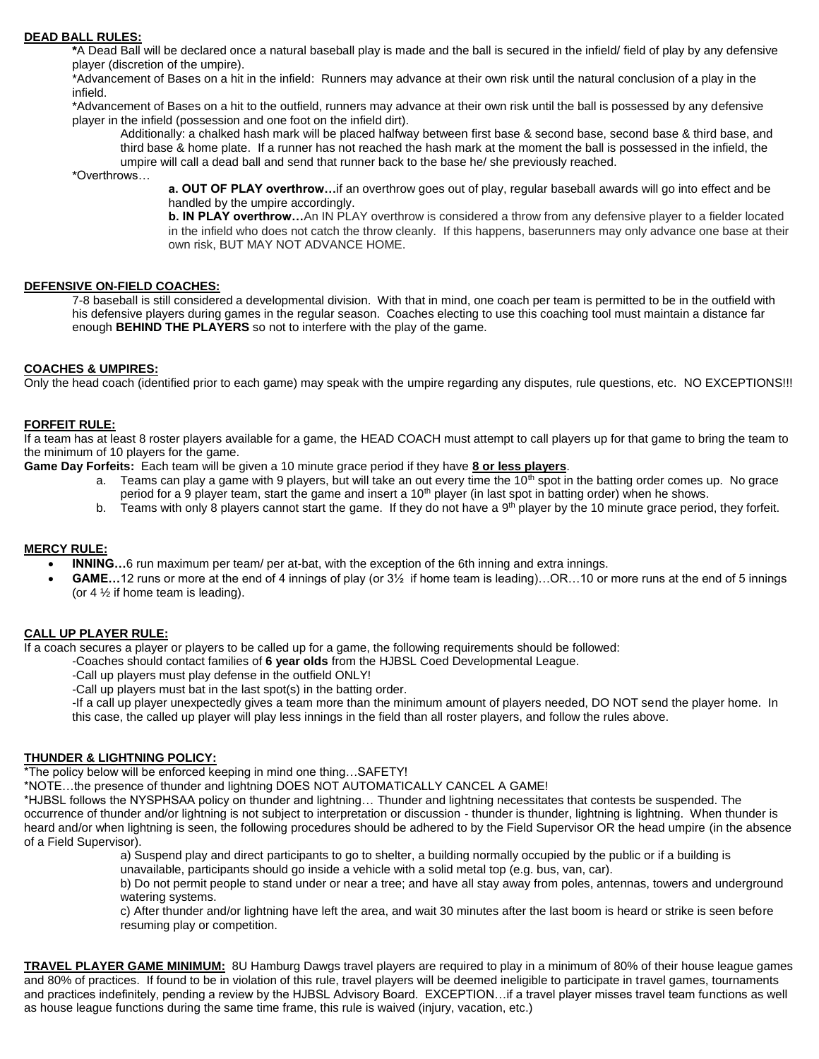**DEAD BALL RULES:**

**\***A Dead Ball will be declared once a natural baseball play is made and the ball is secured in the infield/ field of play by any defensive player (discretion of the umpire).

*Advancement of Bases on a hit in the infield: Runners may advance at their own risk until the natural conclusion of a play in the infield.

*Advancement of Bases on a hit to the outfield, runners may advance at their own risk until the ball is possessed by any defensive player in the infield (possession and one foot on the infield dirt).

Additionally: a chalked hash mark will be placed halfway between first base & second base, second base & third base, and third base & home plate. If a runner has not reached the hash mark at the moment the ball is possessed in the infield, the umpire will call a dead ball and send that runner back to the base he/ she previously reached.

*Overthrows…

**a. OUT OF PLAY overthrow…**if an overthrow goes out of play, regular baseball awards will go into effect and be handled by the umpire accordingly.

**b. IN PLAY overthrow…**An IN PLAY overthrow is considered a throw from any defensive player to a fielder located in the infield who does not catch the throw cleanly. If this happens, baserunners may only advance one base at their own risk, BUT MAY NOT ADVANCE HOME.

**DEFENSIVE ON-FIELD COACHES:**

7-8 baseball is still considered a developmental division. With that in mind, one coach per team is permitted to be in the outfield with his defensive players during games in the regular season. Coaches electing to use this coaching tool must maintain a distance far enough **BEHIND THE PLAYERS** so not to interfere with the play of the game.

**COACHES & UMPIRES:**

Only the head coach (identified prior to each game) may speak with the umpire regarding any disputes, rule questions, etc. NO EXCEPTIONS!!!

**FORFEIT RULE:**

If a team has at least 8 roster players available for a game, the HEAD COACH must attempt to call players up for that game to bring the team to the minimum of 10 players for the game.

**Game Day Forfeits:** Each team will be given a 10 minute grace period if they have **8 or less players**.

a. Teams can play a game with 9 players, but will take an out every time the 10th spot in the batting order comes up. No grace period for a 9 player team, start the game and insert a 10th player (in last spot in batting order) when he shows.
b. Teams with only 8 players cannot start the game. If they do not have a 9th player by the 10 minute grace period, they forfeit.

**MERCY RULE:**

- **INNING…**6 run maximum per team/ per at-bat, with the exception of the 6th inning and extra innings.
- **GAME…**12 runs or more at the end of 4 innings of play (or 3½ if home team is leading)…OR…10 or more runs at the end of 5 innings (or 4 ½ if home team is leading).

**CALL UP PLAYER RULE:**

If a coach secures a player or players to be called up for a game, the following requirements should be followed:

-Coaches should contact families of **6 year olds** from the HJBSL Coed Developmental League.

-Call up players must play defense in the outfield ONLY!

-Call up players must bat in the last spot(s) in the batting order.

-If a call up player unexpectedly gives a team more than the minimum amount of players needed, DO NOT send the player home. In this case, the called up player will play less innings in the field than all roster players, and follow the rules above.

**THUNDER & LIGHTNING POLICY:**

*The policy below will be enforced keeping in mind one thing…SAFETY!

*NOTE…the presence of thunder and lightning DOES NOT AUTOMATICALLY CANCEL A GAME!

*HJBSL follows the NYSPHSAA policy on thunder and lightning… Thunder and lightning necessitates that contests be suspended. The occurrence of thunder and/or lightning is not subject to interpretation or discussion - thunder is thunder, lightning is lightning. When thunder is heard and/or when lightning is seen, the following procedures should be adhered to by the Field Supervisor OR the head umpire (in the absence of a Field Supervisor).

a) Suspend play and direct participants to go to shelter, a building normally occupied by the public or if a building is unavailable, participants should go inside a vehicle with a solid metal top (e.g. bus, van, car).

b) Do not permit people to stand under or near a tree; and have all stay away from poles, antennas, towers and underground watering systems.

c) After thunder and/or lightning have left the area, and wait 30 minutes after the last boom is heard or strike is seen before resuming play or competition.

**TRAVEL PLAYER GAME MINIMUM:** 8U Hamburg Dawgs travel players are required to play in a minimum of 80% of their house league games and 80% of practices. If found to be in violation of this rule, travel players will be deemed ineligible to participate in travel games, tournaments and practices indefinitely, pending a review by the HJBSL Advisory Board. EXCEPTION…if a travel player misses travel team functions as well as house league functions during the same time frame, this rule is waived (injury, vacation, etc.)